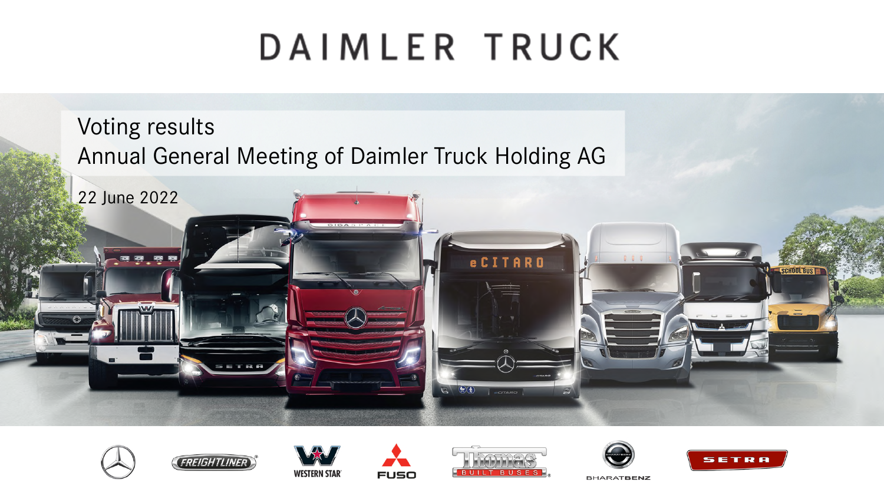# DAIMLER TRUCK

## Voting results
## Annual General Meeting of Daimler Truck Holding AG

22 June 2022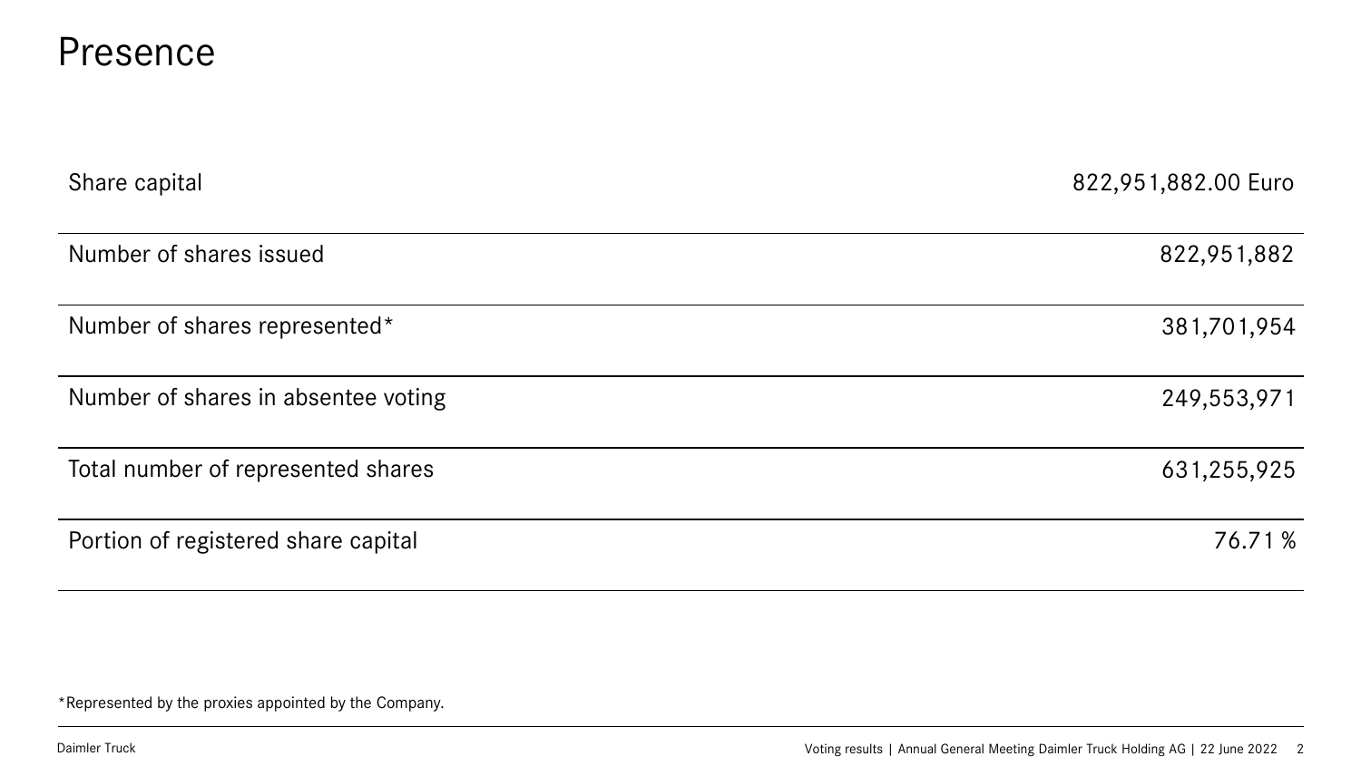# Presence

| | |
|---|---|
| Share capital | 822,951,882.00 Euro |
| Number of shares issued | 822,951,882 |
| Number of shares represented* | 381,701,954 |
| Number of shares in absentee voting | 249,553,971 |
| Total number of represented shares | 631,255,925 |
| Portion of registered share capital | 76.71 % |

*Represented by the proxies appointed by the Company.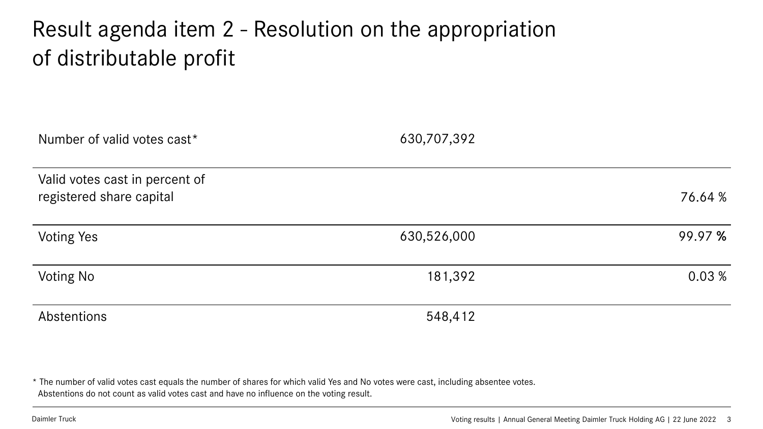# Result agenda item 2 - Resolution on the appropriation of distributable profit

| | | |
|---|---|---|
| Number of valid votes cast* | 630,707,392 | |
| Valid votes cast in percent of registered share capital | | 76.64 % |
| Voting Yes | 630,526,000 | 99.97 % |
| Voting No | 181,392 | 0.03 % |
| Abstentions | 548,412 | |

* The number of valid votes cast equals the number of shares for which valid Yes and No votes were cast, including absentee votes. Abstentions do not count as valid votes cast and have no influence on the voting result.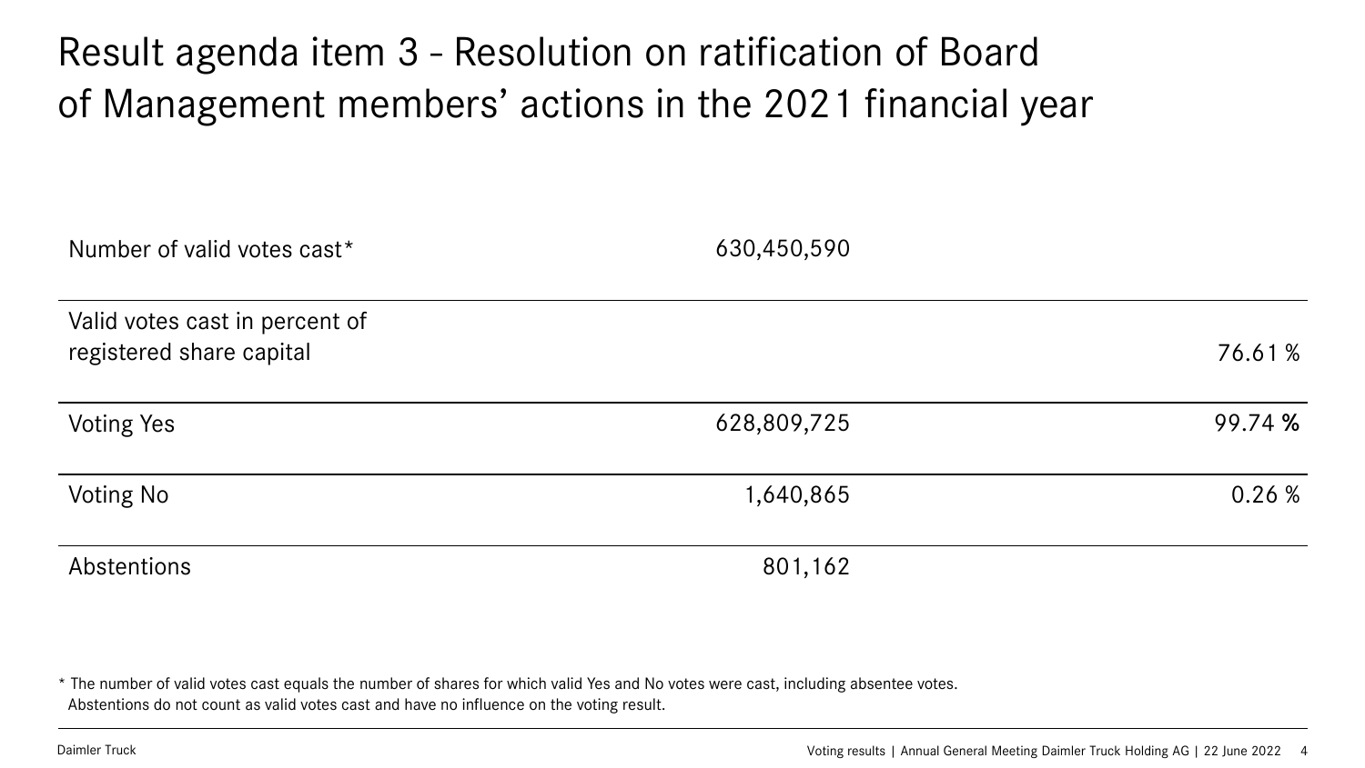# Result agenda item 3 - Resolution on ratification of Board of Management members' actions in the 2021 financial year

| | | |
|---|---|---|
| Number of valid votes cast* | 630,450,590 | |
| Valid votes cast in percent of registered share capital | | 76.61 % |
| Voting Yes | 628,809,725 | 99.74 % |
| Voting No | 1,640,865 | 0.26 % |
| Abstentions | 801,162 | |

* The number of valid votes cast equals the number of shares for which valid Yes and No votes were cast, including absentee votes. Abstentions do not count as valid votes cast and have no influence on the voting result.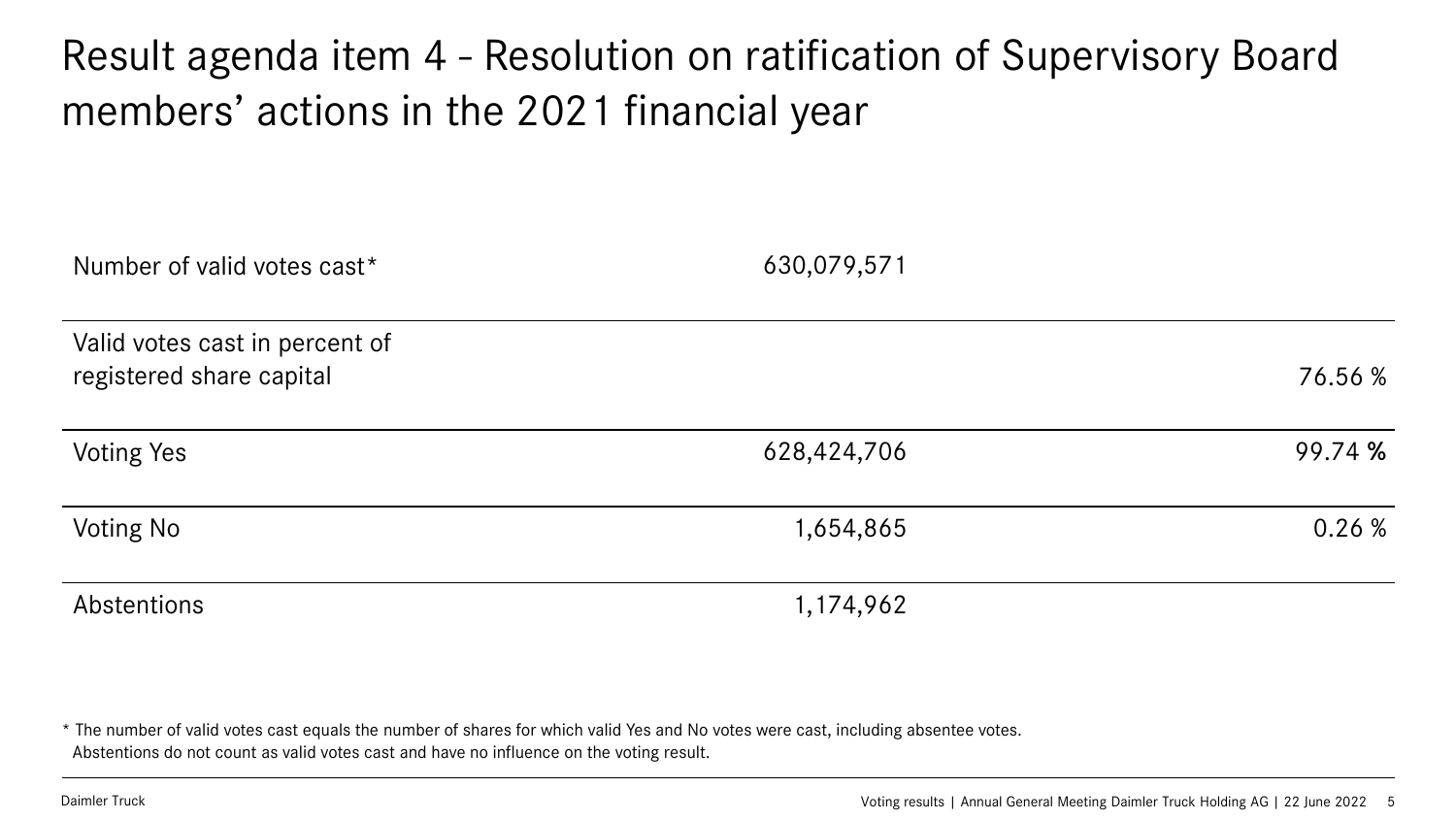# Result agenda item 4 - Resolution on ratification of Supervisory Board members' actions in the 2021 financial year

| | | |
|---|---|---|
| Number of valid votes cast* | 630,079,571 | |
| Valid votes cast in percent of registered share capital | | 76.56 % |
| Voting Yes | 628,424,706 | 99.74 % |
| Voting No | 1,654,865 | 0.26 % |
| Abstentions | 1,174,962 | |

* The number of valid votes cast equals the number of shares for which valid Yes and No votes were cast, including absentee votes. Abstentions do not count as valid votes cast and have no influence on the voting result.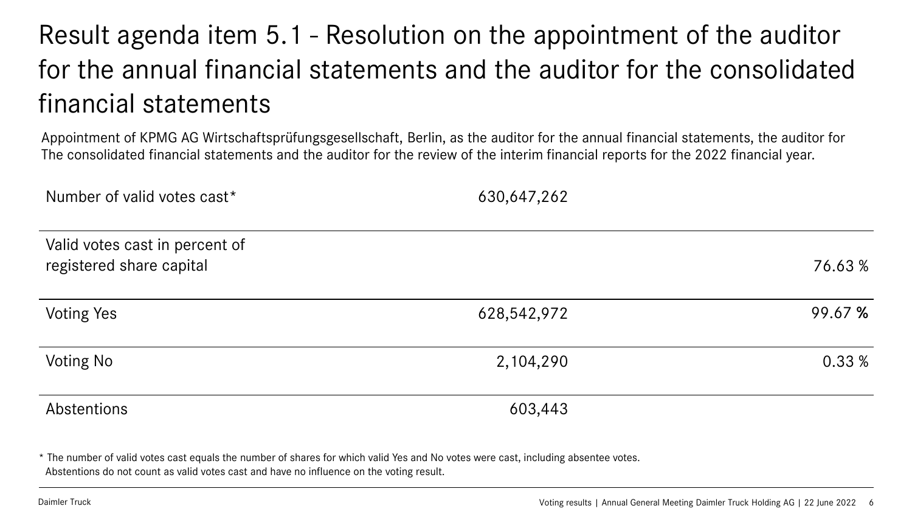# Result agenda item 5.1 - Resolution on the appointment of the auditor for the annual financial statements and the auditor for the consolidated financial statements

Appointment of KPMG AG Wirtschaftsprüfungsgesellschaft, Berlin, as the auditor for the annual financial statements, the auditor for The consolidated financial statements and the auditor for the review of the interim financial reports for the 2022 financial year.

| | | |
|---|---|---|
| Number of valid votes cast* | 630,647,262 | |
| Valid votes cast in percent of registered share capital | | 76.63 % |
| Voting Yes | 628,542,972 | 99.67 % |
| Voting No | 2,104,290 | 0.33 % |
| Abstentions | 603,443 | |

* The number of valid votes cast equals the number of shares for which valid Yes and No votes were cast, including absentee votes. Abstentions do not count as valid votes cast and have no influence on the voting result.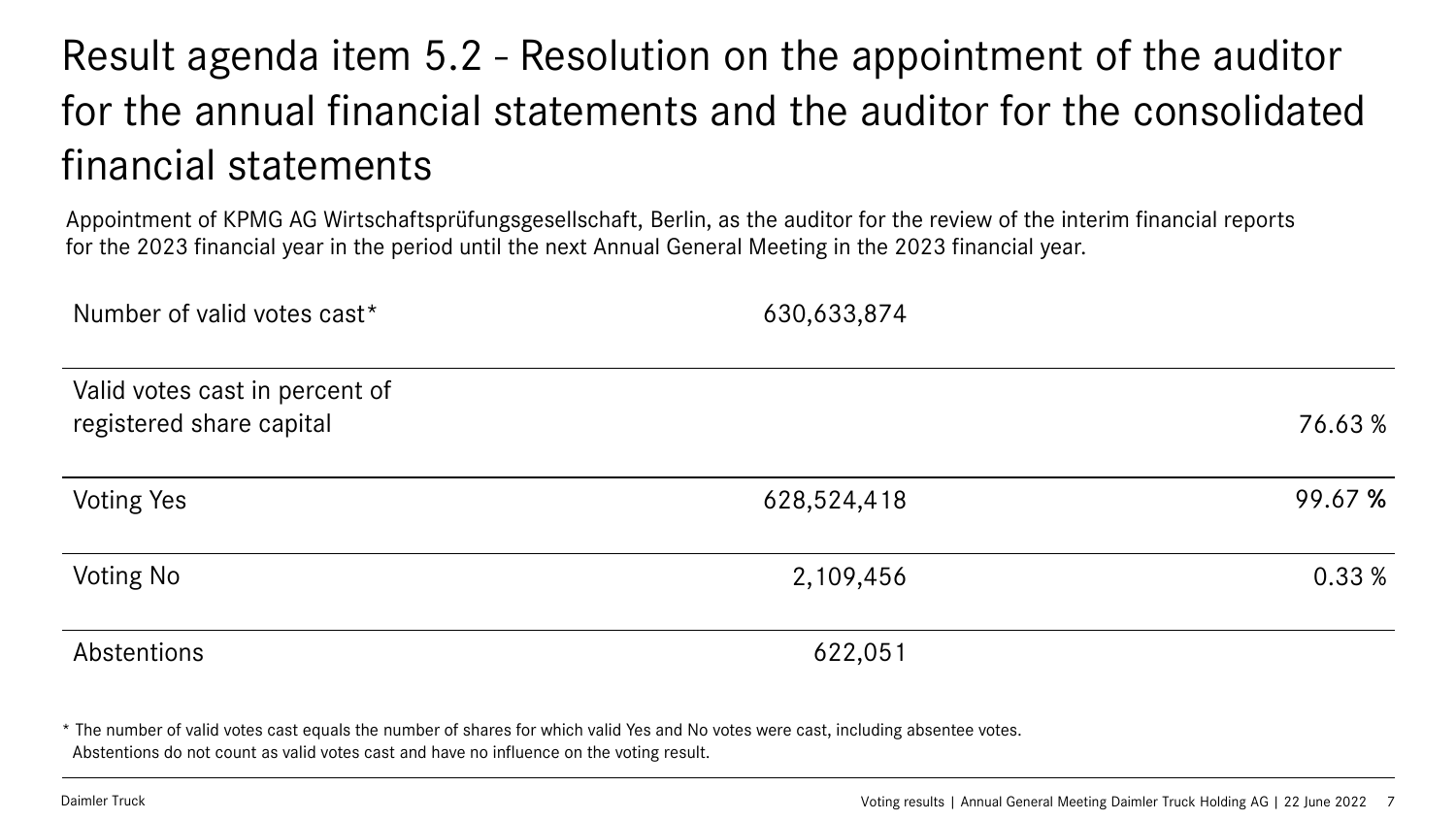# Result agenda item 5.2 - Resolution on the appointment of the auditor for the annual financial statements and the auditor for the consolidated financial statements

Appointment of KPMG AG Wirtschaftsprüfungsgesellschaft, Berlin, as the auditor for the review of the interim financial reports for the 2023 financial year in the period until the next Annual General Meeting in the 2023 financial year.

| | | |
|---|---|---|
| Number of valid votes cast* | 630,633,874 | |
| Valid votes cast in percent of registered share capital | | 76.63 % |
| Voting Yes | 628,524,418 | 99.67 % |
| Voting No | 2,109,456 | 0.33 % |
| Abstentions | 622,051 | |

* The number of valid votes cast equals the number of shares for which valid Yes and No votes were cast, including absentee votes. Abstentions do not count as valid votes cast and have no influence on the voting result.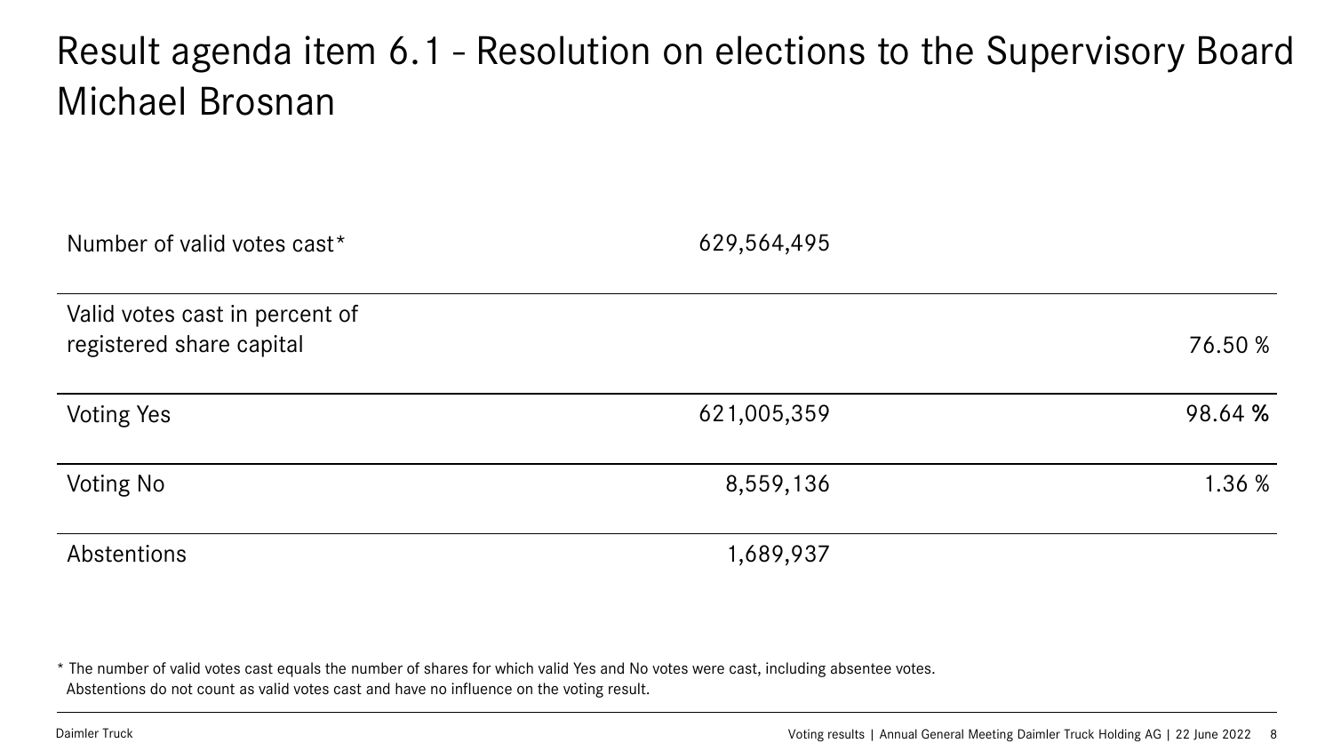# Result agenda item 6.1 – Resolution on elections to the Supervisory Board Michael Brosnan

| | | |
|---|---|---|
| Number of valid votes cast* | 629,564,495 | |
| Valid votes cast in percent of registered share capital | | 76.50 % |
| Voting Yes | 621,005,359 | 98.64 % |
| Voting No | 8,559,136 | 1.36 % |
| Abstentions | 1,689,937 | |

* The number of valid votes cast equals the number of shares for which valid Yes and No votes were cast, including absentee votes. Abstentions do not count as valid votes cast and have no influence on the voting result.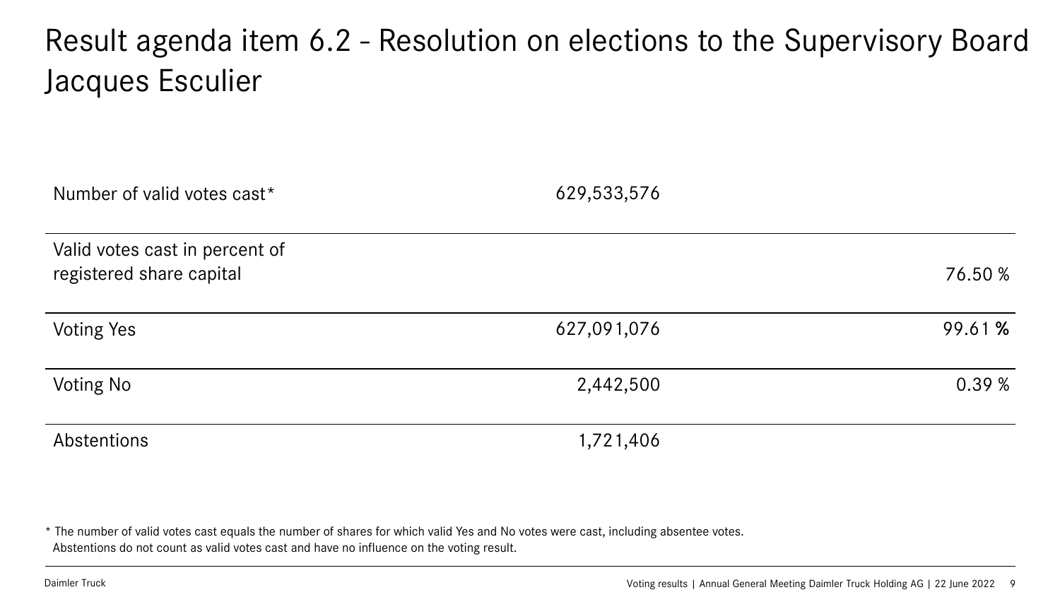# Result agenda item 6.2 - Resolution on elections to the Supervisory Board Jacques Esculier

| | | |
|---|---|---|
| Number of valid votes cast* | 629,533,576 | |
| Valid votes cast in percent of registered share capital | | 76.50 % |
| Voting Yes | 627,091,076 | 99.61 % |
| Voting No | 2,442,500 | 0.39 % |
| Abstentions | 1,721,406 | |

* The number of valid votes cast equals the number of shares for which valid Yes and No votes were cast, including absentee votes. Abstentions do not count as valid votes cast and have no influence on the voting result.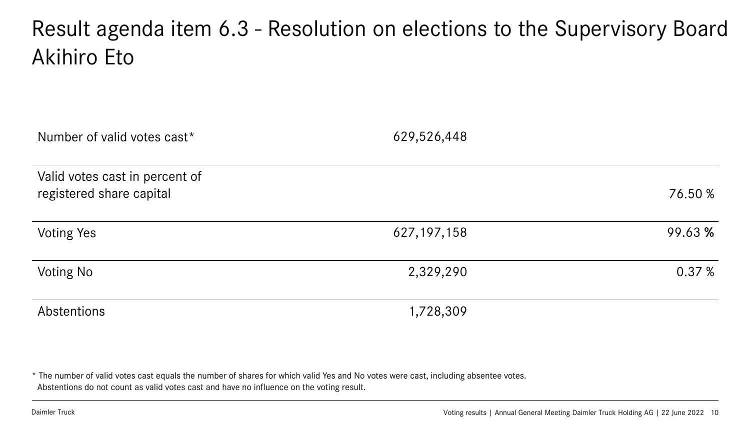# Result agenda item 6.3 – Resolution on elections to the Supervisory Board Akihiro Eto

| | | |
|---|---|---|
| Number of valid votes cast* | 629,526,448 | |
| Valid votes cast in percent of registered share capital | | 76.50 % |
| Voting Yes | 627,197,158 | 99.63 % |
| Voting No | 2,329,290 | 0.37 % |
| Abstentions | 1,728,309 | |

* The number of valid votes cast equals the number of shares for which valid Yes and No votes were cast, including absentee votes. Abstentions do not count as valid votes cast and have no influence on the voting result.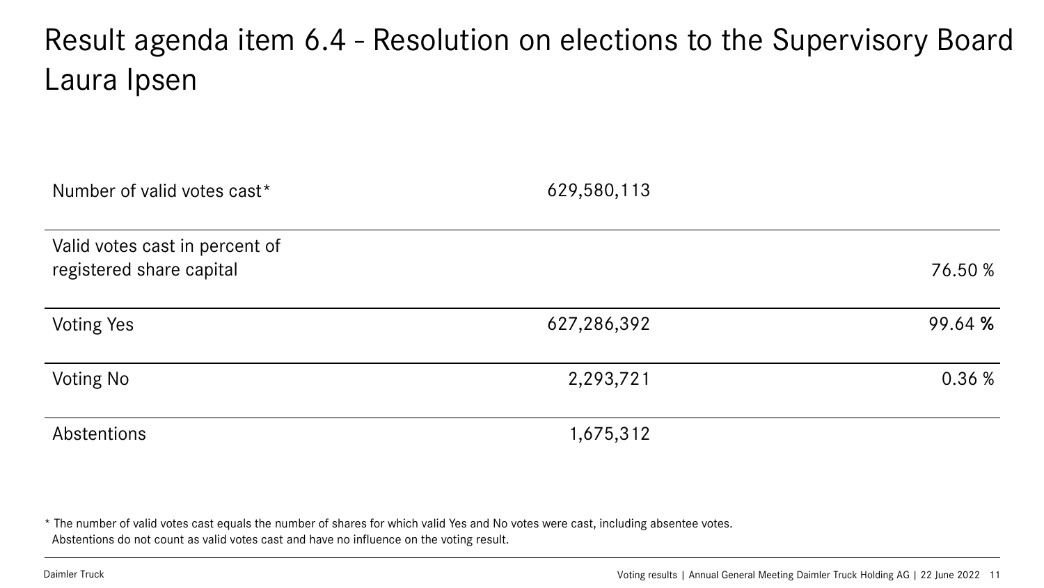# Result agenda item 6.4 - Resolution on elections to the Supervisory Board Laura Ipsen

| | | |
|---|---|---|
| Number of valid votes cast* | 629,580,113 | |
| Valid votes cast in percent of registered share capital | | 76.50 % |
| Voting Yes | 627,286,392 | 99.64 % |
| Voting No | 2,293,721 | 0.36 % |
| Abstentions | 1,675,312 | |

* The number of valid votes cast equals the number of shares for which valid Yes and No votes were cast, including absentee votes. Abstentions do not count as valid votes cast and have no influence on the voting result.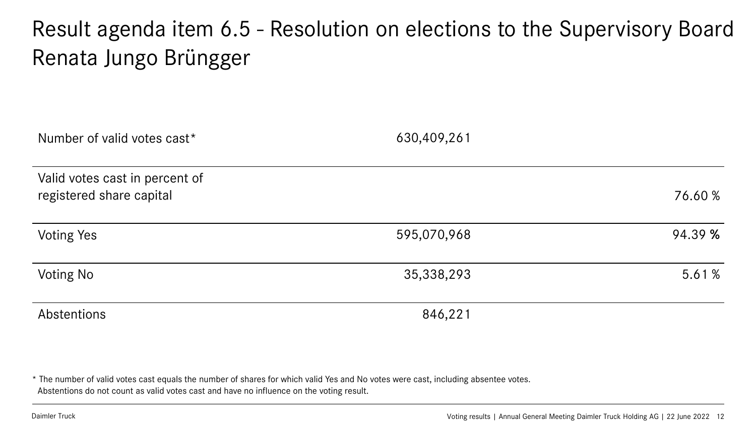# Result agenda item 6.5 - Resolution on elections to the Supervisory Board Renata Jungo Brüngger

| | | |
|---|---|---|
| Number of valid votes cast* | 630,409,261 | |
| Valid votes cast in percent of registered share capital | | 76.60 % |
| Voting Yes | 595,070,968 | 94.39 % |
| Voting No | 35,338,293 | 5.61 % |
| Abstentions | 846,221 | |

* The number of valid votes cast equals the number of shares for which valid Yes and No votes were cast, including absentee votes. Abstentions do not count as valid votes cast and have no influence on the voting result.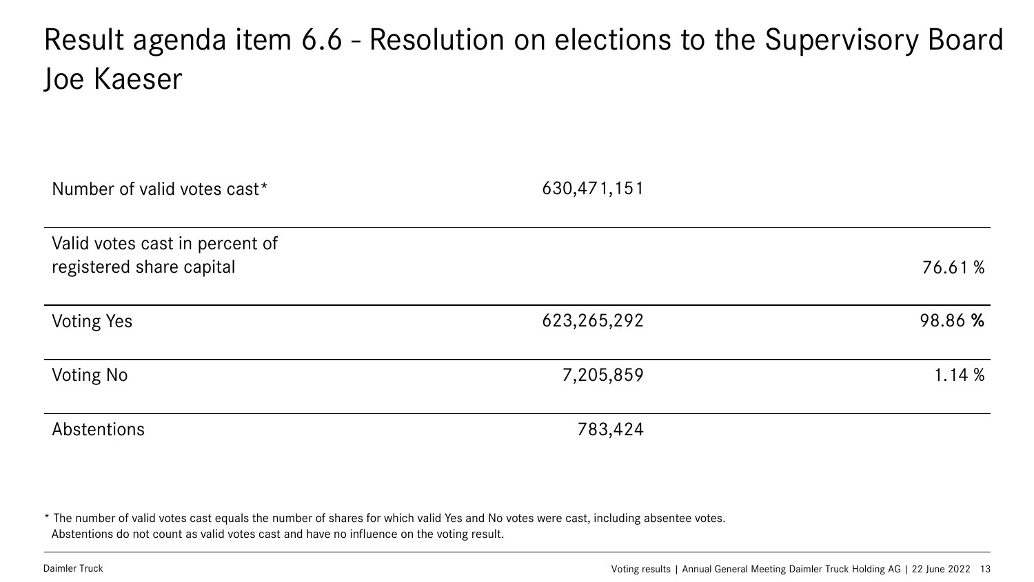# Result agenda item 6.6 - Resolution on elections to the Supervisory Board Joe Kaeser

| | | |
|---|---|---|
| Number of valid votes cast* | 630,471,151 | |
| Valid votes cast in percent of registered share capital | | 76.61 % |
| Voting Yes | 623,265,292 | 98.86 % |
| Voting No | 7,205,859 | 1.14 % |
| Abstentions | 783,424 | |

* The number of valid votes cast equals the number of shares for which valid Yes and No votes were cast, including absentee votes. Abstentions do not count as valid votes cast and have no influence on the voting result.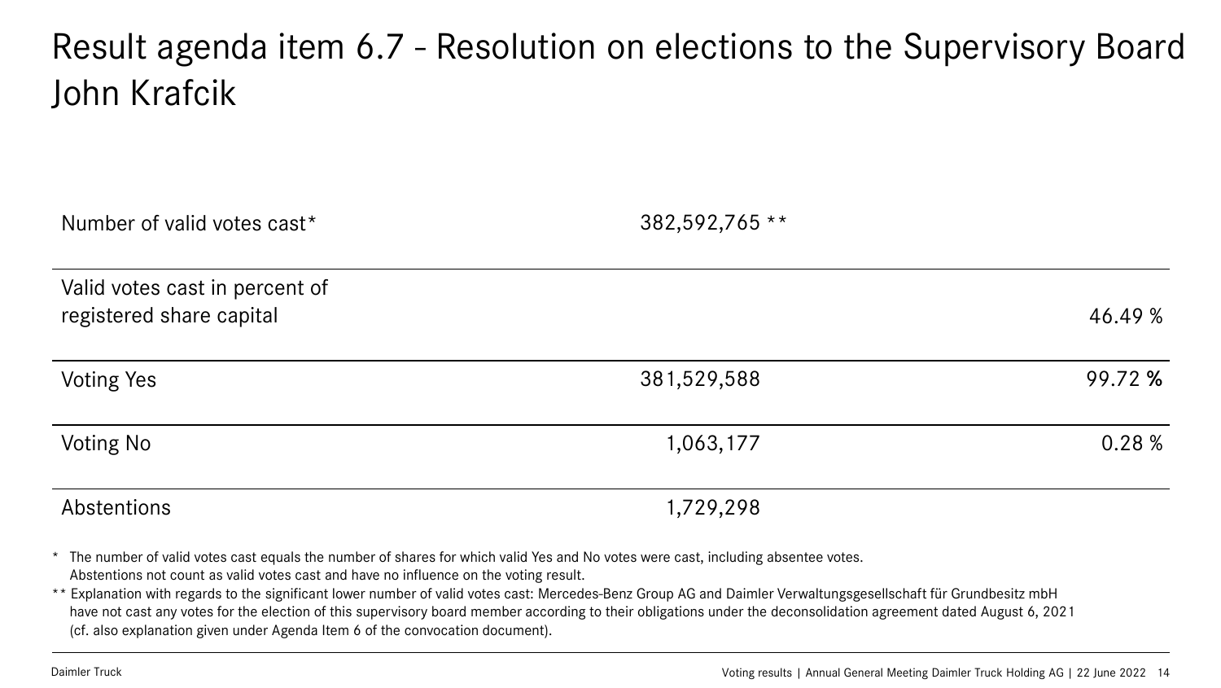# Result agenda item 6.7 - Resolution on elections to the Supervisory Board John Krafcik

| | | |
|---|---|---|
| Number of valid votes cast* | 382,592,765 ** | |
| Valid votes cast in percent of registered share capital | | 46.49 % |
| Voting Yes | 381,529,588 | 99.72 % |
| Voting No | 1,063,177 | 0.28 % |
| Abstentions | 1,729,298 | |

\* The number of valid votes cast equals the number of shares for which valid Yes and No votes were cast, including absentee votes. Abstentions not count as valid votes cast and have no influence on the voting result.

\*\* Explanation with regards to the significant lower number of valid votes cast: Mercedes-Benz Group AG and Daimler Verwaltungsgesellschaft für Grundbesitz mbH have not cast any votes for the election of this supervisory board member according to their obligations under the deconsolidation agreement dated August 6, 2021 (cf. also explanation given under Agenda Item 6 of the convocation document).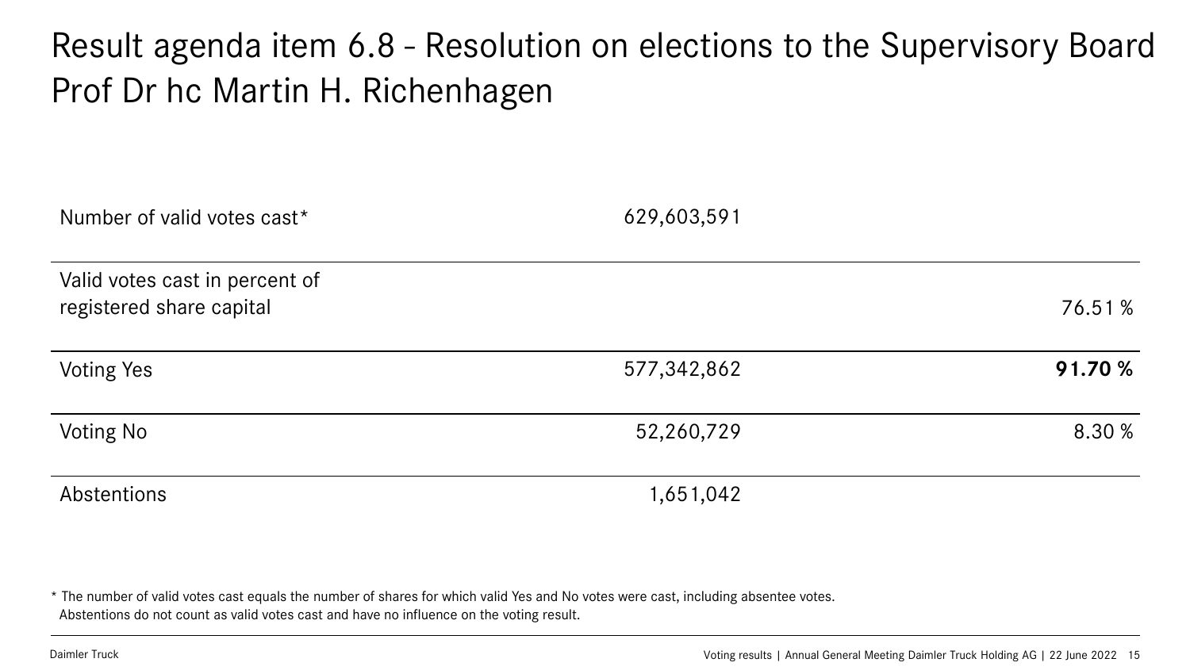# Result agenda item 6.8 – Resolution on elections to the Supervisory Board Prof Dr hc Martin H. Richenhagen

| | | |
|---|---|---|
| Number of valid votes cast* | 629,603,591 | |
| Valid votes cast in percent of registered share capital | | 76.51 % |
| Voting Yes | 577,342,862 | **91.70 %** |
| Voting No | 52,260,729 | 8.30 % |
| Abstentions | 1,651,042 | |

* The number of valid votes cast equals the number of shares for which valid Yes and No votes were cast, including absentee votes. Abstentions do not count as valid votes cast and have no influence on the voting result.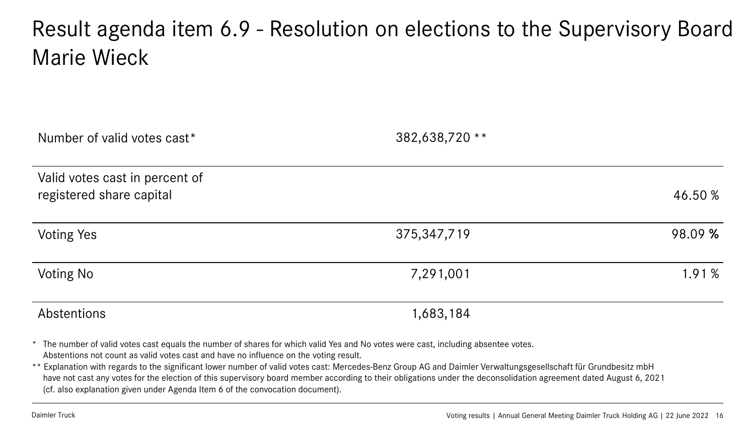# Result agenda item 6.9 – Resolution on elections to the Supervisory Board Marie Wieck

| | | |
|---|---|---|
| Number of valid votes cast* | 382,638,720 ** | |
| Valid votes cast in percent of registered share capital | | 46.50 % |
| Voting Yes | 375,347,719 | 98.09 % |
| Voting No | 7,291,001 | 1.91 % |
| Abstentions | 1,683,184 | |

* The number of valid votes cast equals the number of shares for which valid Yes and No votes were cast, including absentee votes. Abstentions not count as valid votes cast and have no influence on the voting result.

** Explanation with regards to the significant lower number of valid votes cast: Mercedes-Benz Group AG and Daimler Verwaltungsgesellschaft für Grundbesitz mbH have not cast any votes for the election of this supervisory board member according to their obligations under the deconsolidation agreement dated August 6, 2021 (cf. also explanation given under Agenda Item 6 of the convocation document).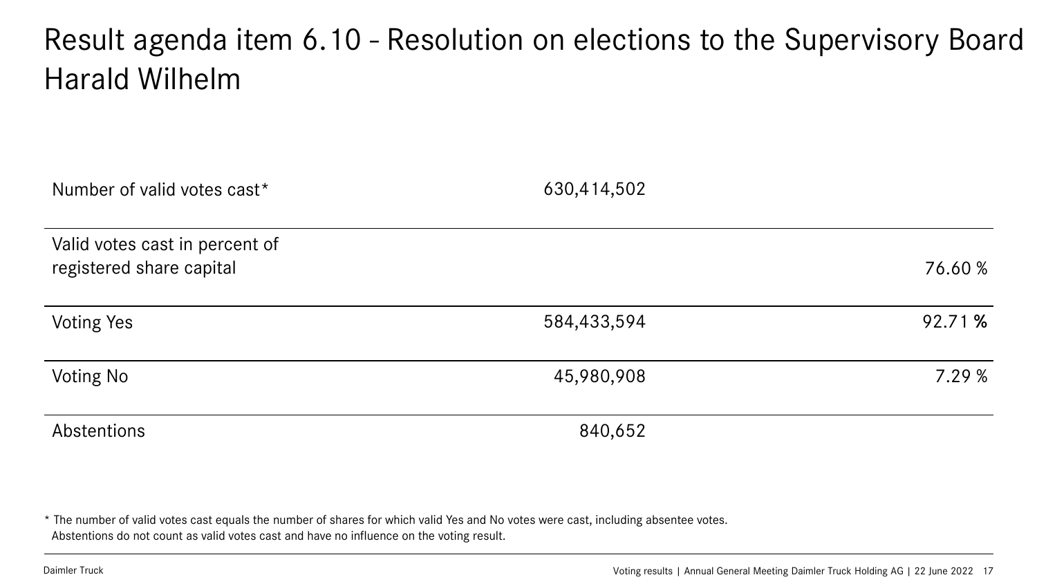# Result agenda item 6.10 – Resolution on elections to the Supervisory Board Harald Wilhelm

| | | |
|---|---|---|
| Number of valid votes cast* | 630,414,502 | |
| Valid votes cast in percent of registered share capital | | 76.60 % |
| Voting Yes | 584,433,594 | 92.71 % |
| Voting No | 45,980,908 | 7.29 % |
| Abstentions | 840,652 | |

* The number of valid votes cast equals the number of shares for which valid Yes and No votes were cast, including absentee votes. Abstentions do not count as valid votes cast and have no influence on the voting result.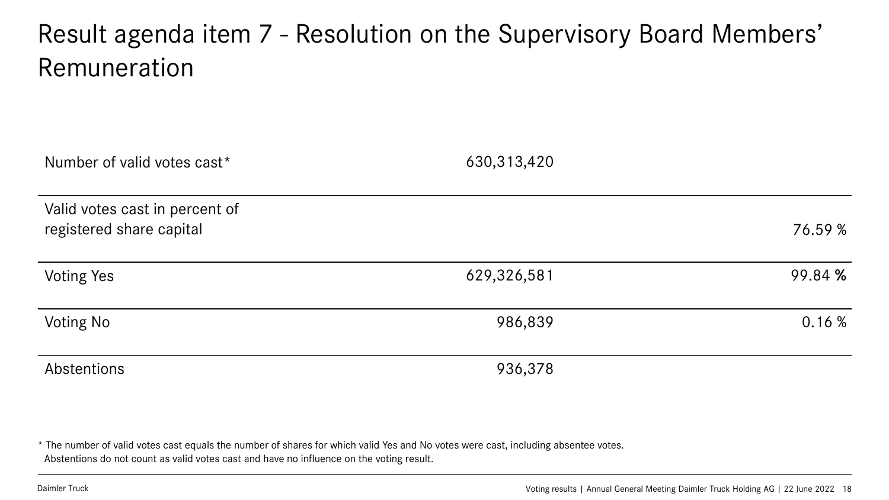# Result agenda item 7 - Resolution on the Supervisory Board Members' Remuneration

| | | |
|---|---|---|
| Number of valid votes cast* | 630,313,420 | |
| Valid votes cast in percent of registered share capital | | 76.59 % |
| Voting Yes | 629,326,581 | 99.84 % |
| Voting No | 986,839 | 0.16 % |
| Abstentions | 936,378 | |

* The number of valid votes cast equals the number of shares for which valid Yes and No votes were cast, including absentee votes. Abstentions do not count as valid votes cast and have no influence on the voting result.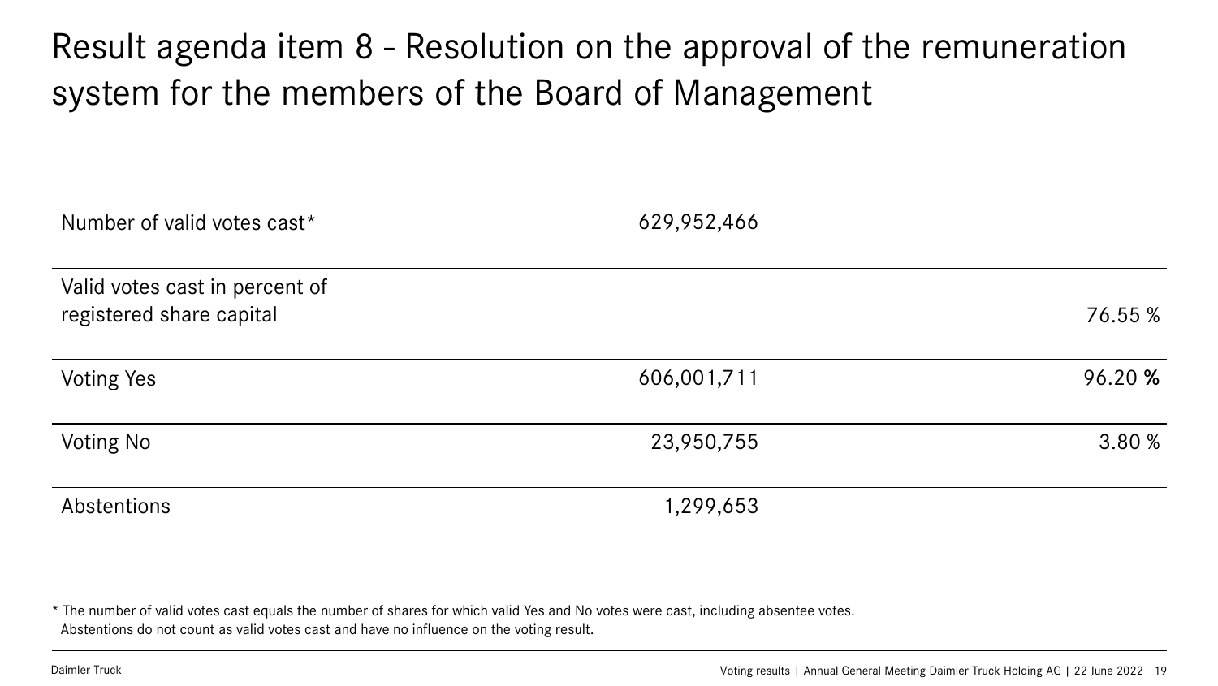# Result agenda item 8 - Resolution on the approval of the remuneration system for the members of the Board of Management

| | | |
|---|---|---|
| Number of valid votes cast* | 629,952,466 | |
| Valid votes cast in percent of registered share capital | | 76.55 % |
| Voting Yes | 606,001,711 | 96.20 % |
| Voting No | 23,950,755 | 3.80 % |
| Abstentions | 1,299,653 | |

* The number of valid votes cast equals the number of shares for which valid Yes and No votes were cast, including absentee votes. Abstentions do not count as valid votes cast and have no influence on the voting result.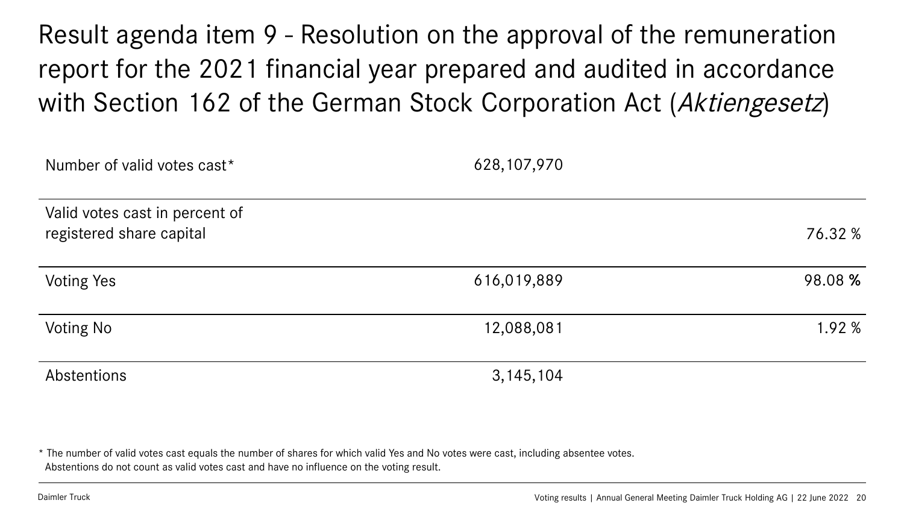# Result agenda item 9 - Resolution on the approval of the remuneration report for the 2021 financial year prepared and audited in accordance with Section 162 of the German Stock Corporation Act (*Aktiengesetz*)

| | | |
|---|---|---|
| Number of valid votes cast* | 628,107,970 | |
| Valid votes cast in percent of registered share capital | | 76.32 % |
| Voting Yes | 616,019,889 | 98.08 % |
| Voting No | 12,088,081 | 1.92 % |
| Abstentions | 3,145,104 | |

* The number of valid votes cast equals the number of shares for which valid Yes and No votes were cast, including absentee votes. Abstentions do not count as valid votes cast and have no influence on the voting result.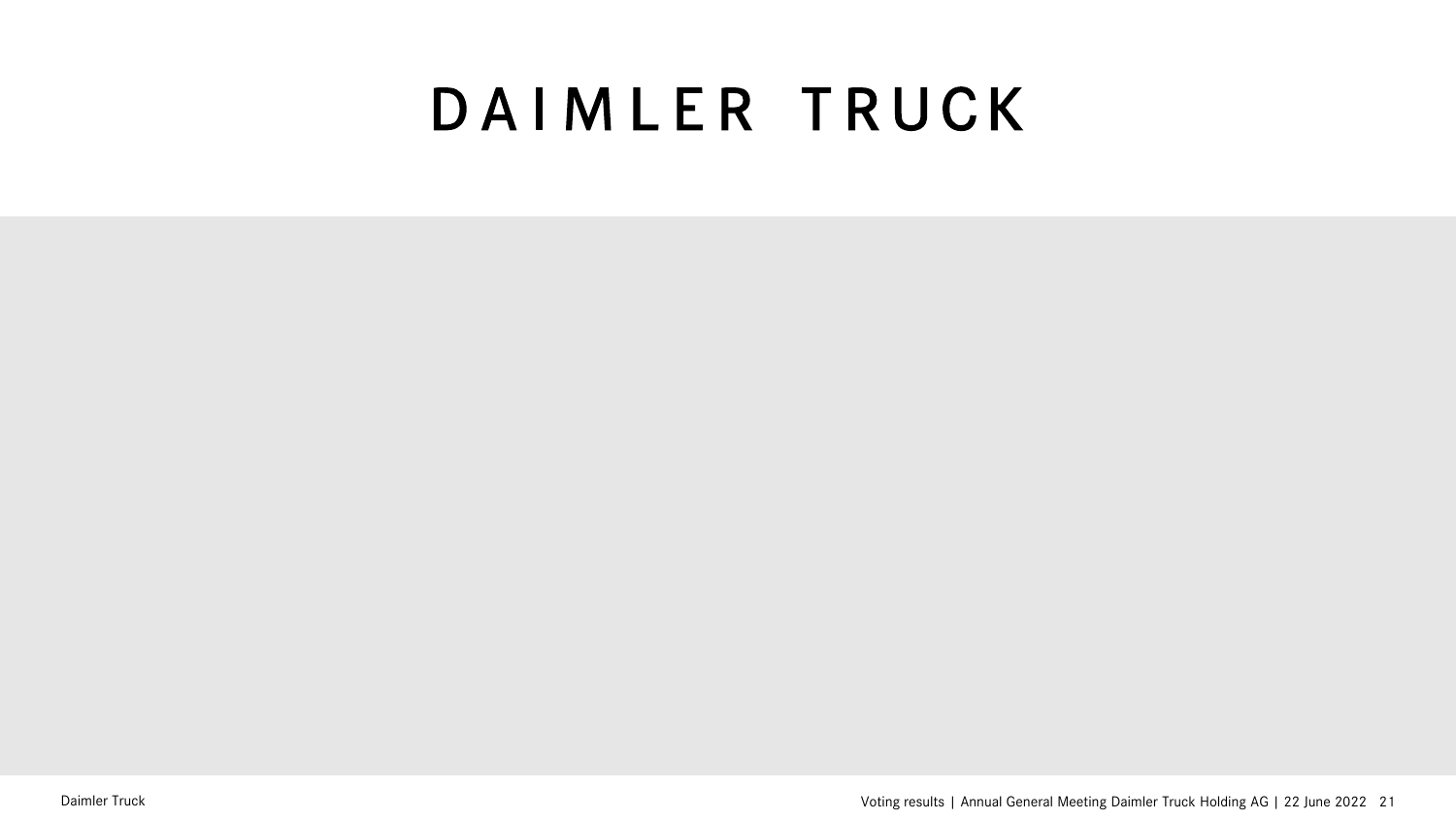# DAIMLER TRUCK